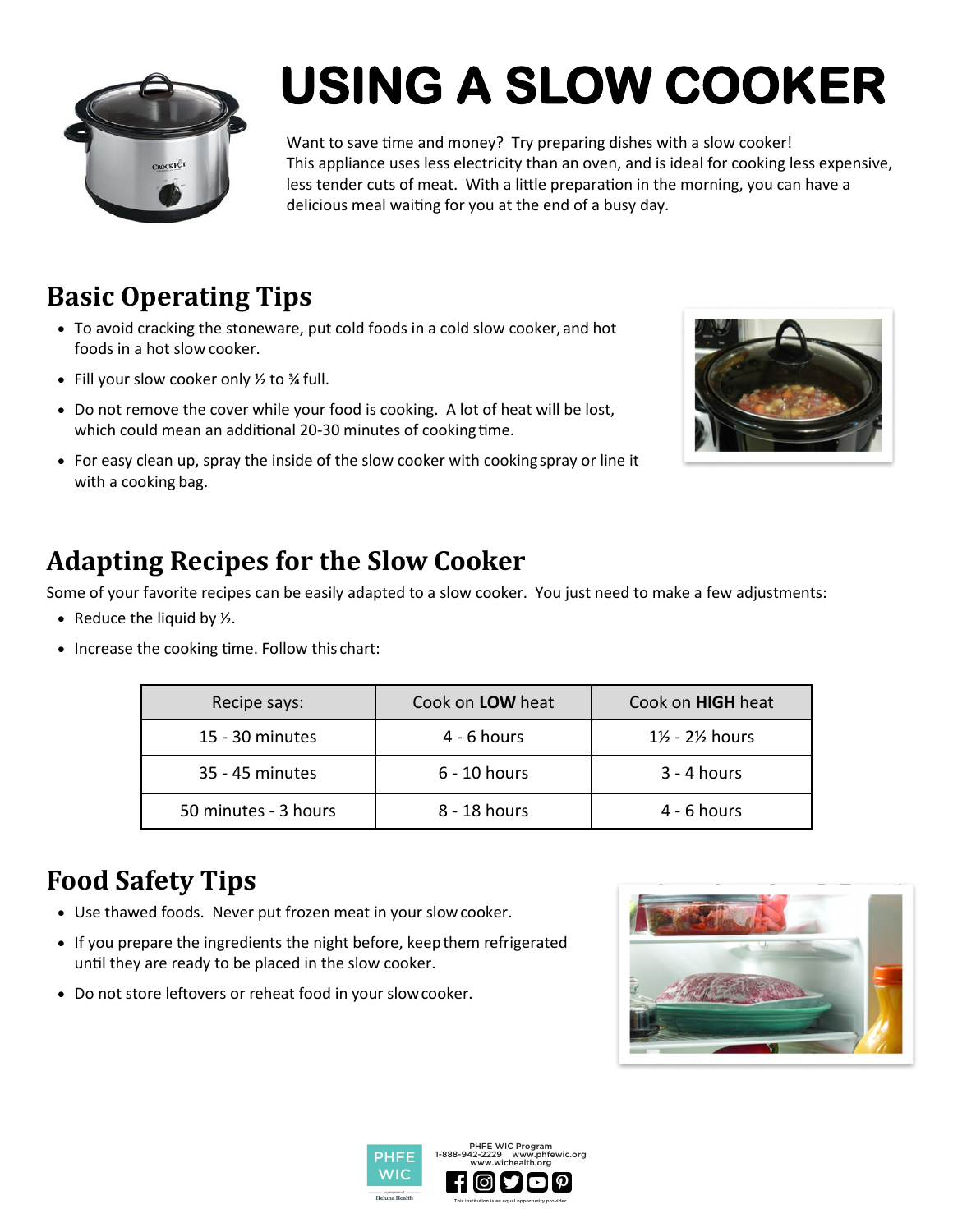# USING A SLOW COOKER

Want to save time and money? Try preparing dishes with a slow cooker! This appliance uses less electricity than an oven, and is ideal for cooking less expensive, less tender cuts of meat. With a little preparation in the morning, you can have a delicious meal waiting for you at the end of a busy day.

## Basic Operating Tips

- To avoid cracking the stoneware, put cold foods in a cold slow cooker, and hot foods in a hot slow cooker.
- Fill your slow cooker only ½ to ¾ full.
- Do not remove the cover while your food is cooking. A lot of heat will be lost, which could mean an additional 20-30 minutes of cooking time.
- For easy clean up, spray the inside of the slow cooker with cooking spray or line it with a cooking bag.

## Adapting Recipes for the Slow Cooker

Some of your favorite recipes can be easily adapted to a slow cooker. You just need to make a few adjustments:

- Reduce the liquid by ½.
- Increase the cooking time. Follow this chart:

| Recipe says: | Cook on **LOW** heat | Cook on **HIGH** heat |
|---|---|---|
| 15 - 30 minutes | 4 - 6 hours | 1½ - 2½ hours |
| 35 - 45 minutes | 6 - 10 hours | 3 - 4 hours |
| 50 minutes - 3 hours | 8 - 18 hours | 4 - 6 hours |

## Food Safety Tips

- Use thawed foods. Never put frozen meat in your slow cooker.
- If you prepare the ingredients the night before, keep them refrigerated until they are ready to be placed in the slow cooker.
- Do not store leftovers or reheat food in your slow cooker.

PHFE WIC Program
1-888-942-2229 www.phfewic.org
www.wichealth.org

This institution is an equal opportunity provider.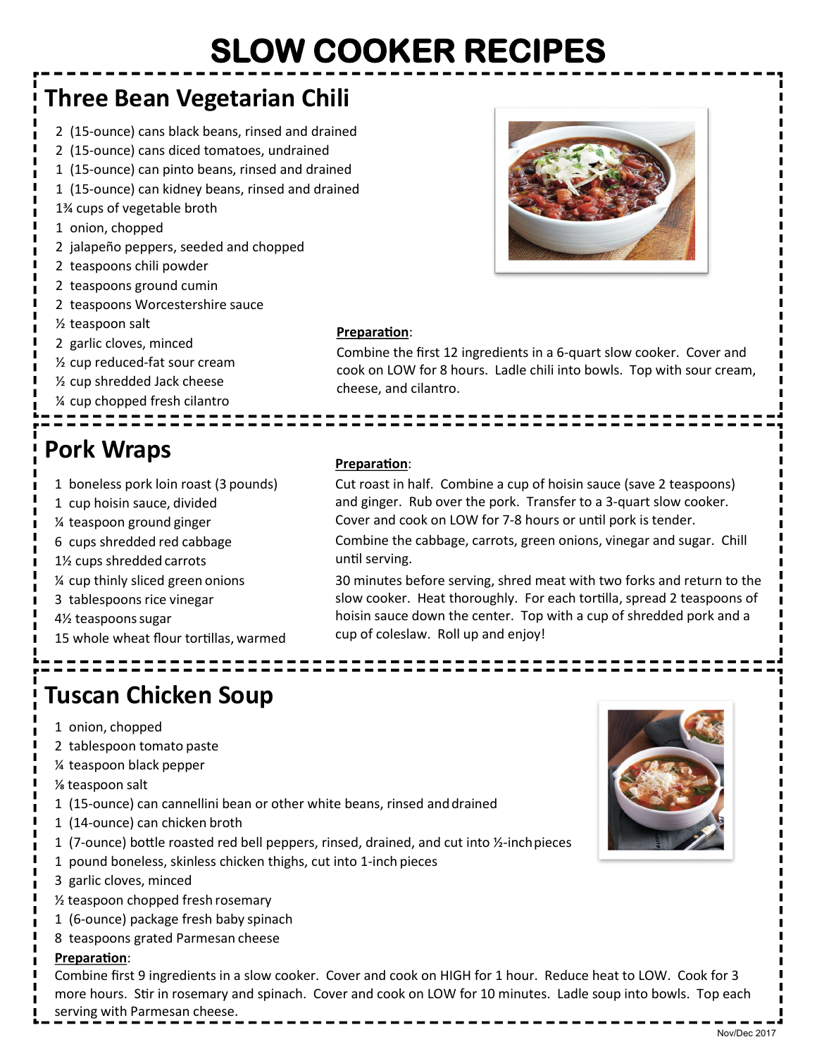# SLOW COOKER RECIPES

## Three Bean Vegetarian Chili

- 2 (15-ounce) cans black beans, rinsed and drained
- 2 (15-ounce) cans diced tomatoes, undrained
- 1 (15-ounce) can pinto beans, rinsed and drained
- 1 (15-ounce) can kidney beans, rinsed and drained
- 1¾ cups of vegetable broth
- 1 onion, chopped
- 2 jalapeño peppers, seeded and chopped
- 2 teaspoons chili powder
- 2 teaspoons ground cumin
- 2 teaspoons Worcestershire sauce
- ½ teaspoon salt
- 2 garlic cloves, minced
- ½ cup reduced-fat sour cream
- ½ cup shredded Jack cheese
- ¼ cup chopped fresh cilantro

**Preparation**:

Combine the first 12 ingredients in a 6-quart slow cooker. Cover and cook on LOW for 8 hours. Ladle chili into bowls. Top with sour cream, cheese, and cilantro.

## Pork Wraps

- 1 boneless pork loin roast (3 pounds)
- 1 cup hoisin sauce, divided
- ¼ teaspoon ground ginger
- 6 cups shredded red cabbage
- 1½ cups shredded carrots
- ¼ cup thinly sliced green onions
- 3 tablespoons rice vinegar
- 4½ teaspoons sugar
- 15 whole wheat flour tortillas, warmed

**Preparation**:

Cut roast in half. Combine a cup of hoisin sauce (save 2 teaspoons) and ginger. Rub over the pork. Transfer to a 3-quart slow cooker. Cover and cook on LOW for 7-8 hours or until pork is tender.

Combine the cabbage, carrots, green onions, vinegar and sugar. Chill until serving.

30 minutes before serving, shred meat with two forks and return to the slow cooker. Heat thoroughly. For each tortilla, spread 2 teaspoons of hoisin sauce down the center. Top with a cup of shredded pork and a cup of coleslaw. Roll up and enjoy!

## Tuscan Chicken Soup

- 1 onion, chopped
- 2 tablespoon tomato paste
- ¼ teaspoon black pepper
- ⅛ teaspoon salt
- 1 (15-ounce) can cannellini bean or other white beans, rinsed and drained
- 1 (14-ounce) can chicken broth
- 1 (7-ounce) bottle roasted red bell peppers, rinsed, drained, and cut into ½-inch pieces
- 1 pound boneless, skinless chicken thighs, cut into 1-inch pieces
- 3 garlic cloves, minced
- ½ teaspoon chopped fresh rosemary
- 1 (6-ounce) package fresh baby spinach
- 8 teaspoons grated Parmesan cheese

**Preparation**:

Combine first 9 ingredients in a slow cooker. Cover and cook on HIGH for 1 hour. Reduce heat to LOW. Cook for 3 more hours. Stir in rosemary and spinach. Cover and cook on LOW for 10 minutes. Ladle soup into bowls. Top each serving with Parmesan cheese.

Nov/Dec 2017